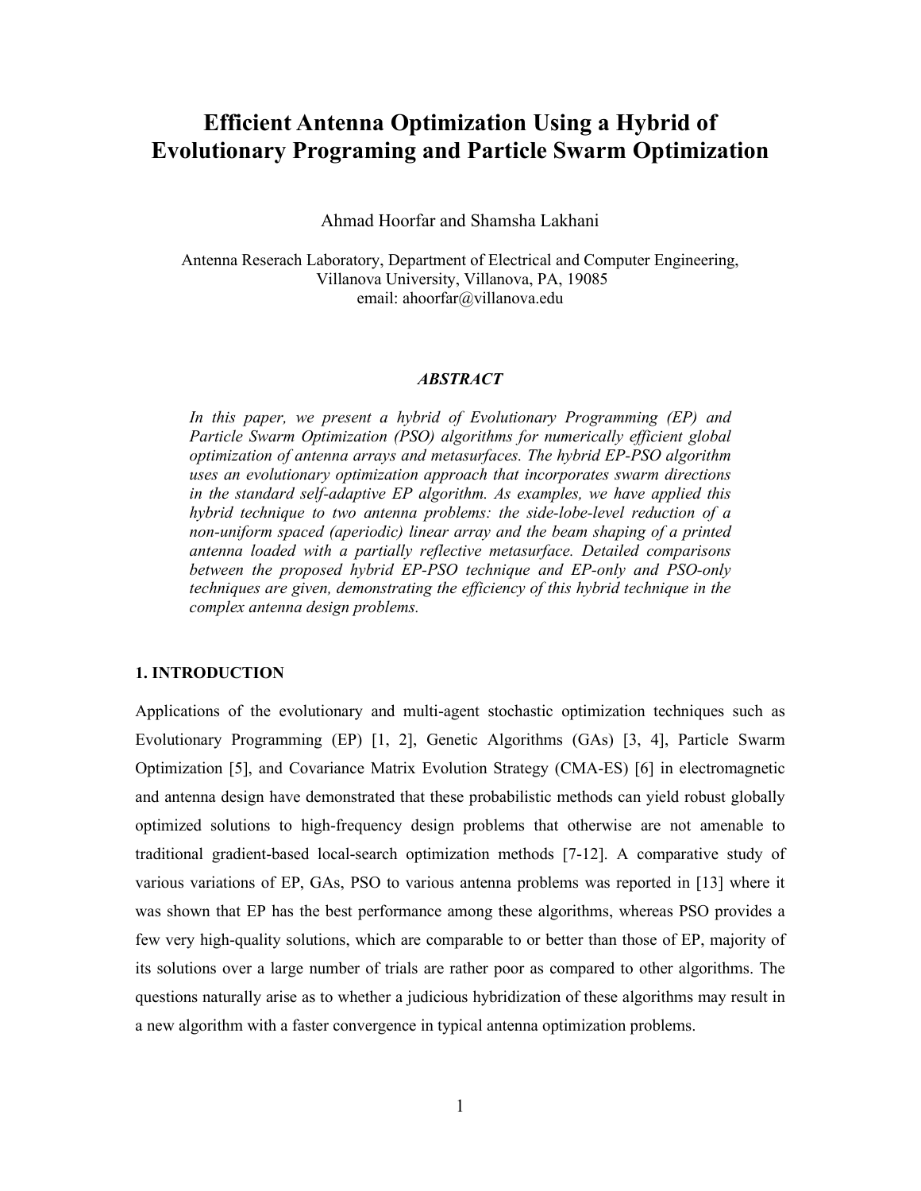# Efficient Antenna Optimization Using a Hybrid of Evolutionary Programing and Particle Swarm Optimization

Ahmad Hoorfar and Shamsha Lakhani

Antenna Reserach Laboratory, Department of Electrical and Computer Engineering, Villanova University, Villanova, PA, 19085
email: ahoorfar@villanova.edu

### *ABSTRACT*

*In this paper, we present a hybrid of Evolutionary Programming (EP) and Particle Swarm Optimization (PSO) algorithms for numerically efficient global optimization of antenna arrays and metasurfaces. The hybrid EP-PSO algorithm uses an evolutionary optimization approach that incorporates swarm directions in the standard self-adaptive EP algorithm. As examples, we have applied this hybrid technique to two antenna problems: the side-lobe-level reduction of a non-uniform spaced (aperiodic) linear array and the beam shaping of a printed antenna loaded with a partially reflective metasurface. Detailed comparisons between the proposed hybrid EP-PSO technique and EP-only and PSO-only techniques are given, demonstrating the efficiency of this hybrid technique in the complex antenna design problems.*

## 1. INTRODUCTION

Applications of the evolutionary and multi-agent stochastic optimization techniques such as Evolutionary Programming (EP) [1, 2], Genetic Algorithms (GAs) [3, 4], Particle Swarm Optimization [5], and Covariance Matrix Evolution Strategy (CMA-ES) [6] in electromagnetic and antenna design have demonstrated that these probabilistic methods can yield robust globally optimized solutions to high-frequency design problems that otherwise are not amenable to traditional gradient-based local-search optimization methods [7-12]. A comparative study of various variations of EP, GAs, PSO to various antenna problems was reported in [13] where it was shown that EP has the best performance among these algorithms, whereas PSO provides a few very high-quality solutions, which are comparable to or better than those of EP, majority of its solutions over a large number of trials are rather poor as compared to other algorithms. The questions naturally arise as to whether a judicious hybridization of these algorithms may result in a new algorithm with a faster convergence in typical antenna optimization problems.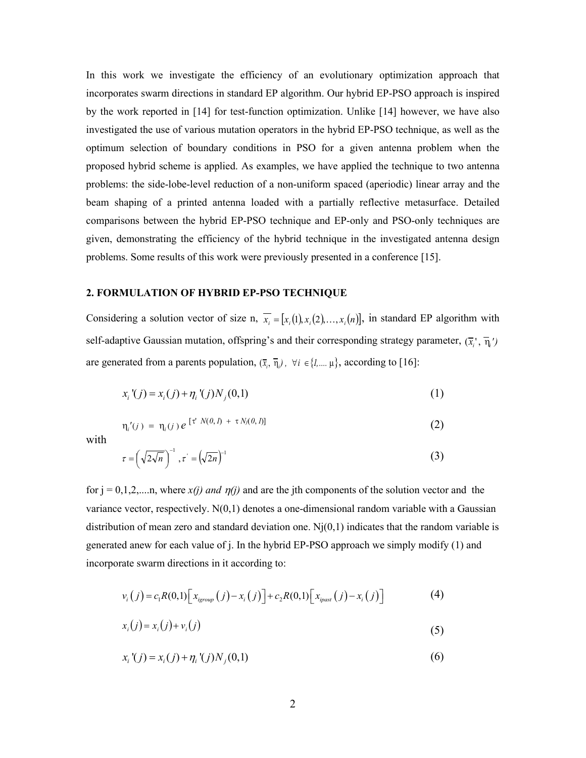In this work we investigate the efficiency of an evolutionary optimization approach that incorporates swarm directions in standard EP algorithm. Our hybrid EP-PSO approach is inspired by the work reported in [14] for test-function optimization. Unlike [14] however, we have also investigated the use of various mutation operators in the hybrid EP-PSO technique, as well as the optimum selection of boundary conditions in PSO for a given antenna problem when the proposed hybrid scheme is applied. As examples, we have applied the technique to two antenna problems: the side-lobe-level reduction of a non-uniform spaced (aperiodic) linear array and the beam shaping of a printed antenna loaded with a partially reflective metasurface. Detailed comparisons between the hybrid EP-PSO technique and EP-only and PSO-only techniques are given, demonstrating the efficiency of the hybrid technique in the investigated antenna design problems. Some results of this work were previously presented in a conference [15].

## 2. FORMULATION OF HYBRID EP-PSO TECHNIQUE

Considering a solution vector of size n, $\overline{x_i} = [x_i(1), x_i(2), \ldots, x_i(n)]$, in standard EP algorithm with self-adaptive Gaussian mutation, offspring's and their corresponding strategy parameter, $(\overline{x}_i', \overline{\eta}_i')$ are generated from a parents population, $(\overline{x}_i, \overline{\eta}_i)$, $\forall i \in \{1, \ldots \mu\}$, according to [16]:

$$x_i'(j) = x_i(j) + \eta_i'(j) N_j(0,1) \tag{1}$$

$$\eta_i'(j) = \eta_i(j)\, e^{[\tau' N(0,1) + \tau N_j(0,1)]} \tag{2}$$

with

$$\tau = \left(\sqrt{2\sqrt{n}}\right)^{-1}, \tau' = \left(\sqrt{2n}\right)^{-1} \tag{3}$$

for j = 0,1,2,....n, where $x(j)$ and $\eta(j)$ and are the jth components of the solution vector and the variance vector, respectively. N(0,1) denotes a one-dimensional random variable with a Gaussian distribution of mean zero and standard deviation one. $N_j(0,1)$ indicates that the random variable is generated anew for each value of j. In the hybrid EP-PSO approach we simply modify (1) and incorporate swarm directions in it according to:

$$v_i(j) = c_1 R(0,1)\left[x_{igroup}(j) - x_i(j)\right] + c_2 R(0,1)\left[x_{ipast}(j) - x_i(j)\right] \tag{4}$$

$$x_i(j) = x_i(j) + v_i(j) \tag{5}$$

$$x_i'(j) = x_i(j) + \eta_i'(j) N_j(0,1) \tag{6}$$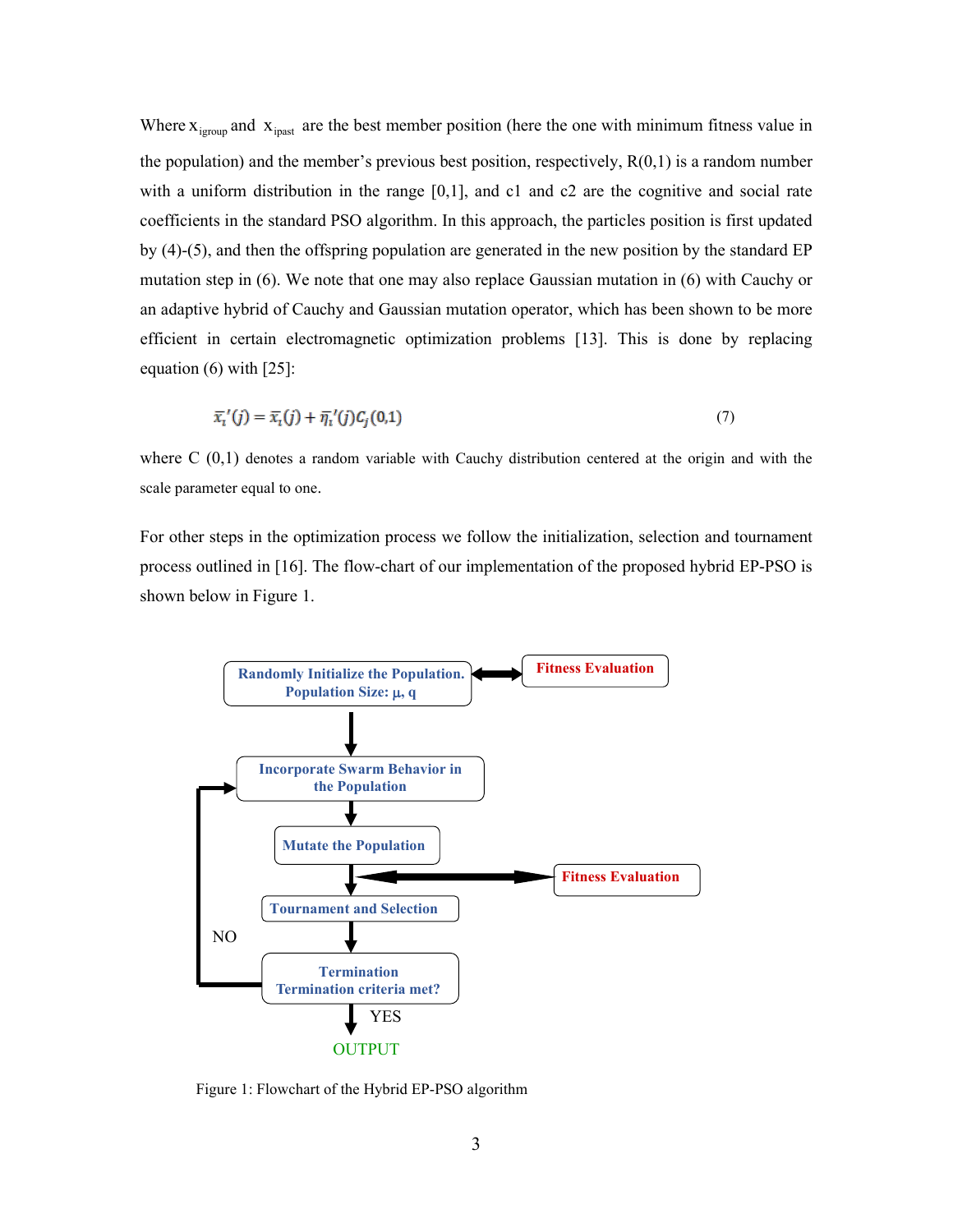Where $x_{igroup}$ and $x_{ipast}$ are the best member position (here the one with minimum fitness value in the population) and the member's previous best position, respectively, R(0,1) is a random number with a uniform distribution in the range [0,1], and c1 and c2 are the cognitive and social rate coefficients in the standard PSO algorithm. In this approach, the particles position is first updated by (4)-(5), and then the offspring population are generated in the new position by the standard EP mutation step in (6). We note that one may also replace Gaussian mutation in (6) with Cauchy or an adaptive hybrid of Cauchy and Gaussian mutation operator, which has been shown to be more efficient in certain electromagnetic optimization problems [13]. This is done by replacing equation (6) with [25]:

$$\bar{x}_i'(j) = \bar{x}_i(j) + \bar{\eta}_i'(j) C_j(0,1) \tag{7}$$

where C (0,1) denotes a random variable with Cauchy distribution centered at the origin and with the scale parameter equal to one.

For other steps in the optimization process we follow the initialization, selection and tournament process outlined in [16]. The flow-chart of our implementation of the proposed hybrid EP-PSO is shown below in Figure 1.

Figure 1: Flowchart of the Hybrid EP-PSO algorithm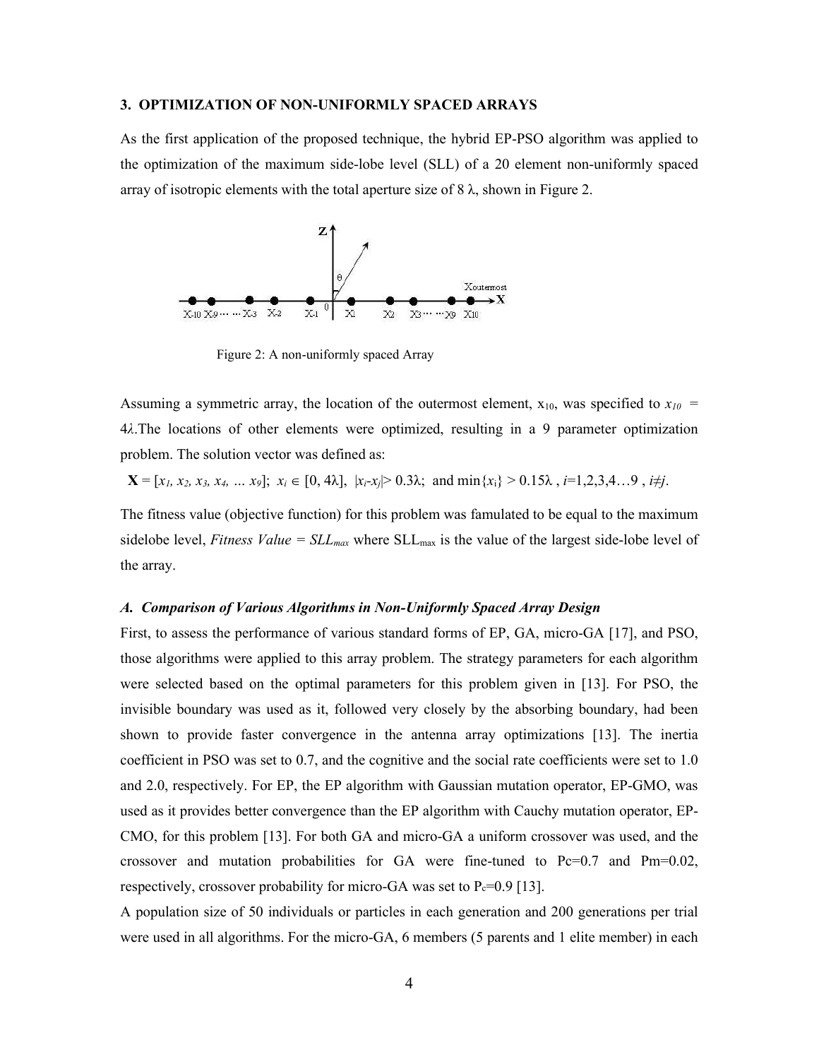### 3. OPTIMIZATION OF NON-UNIFORMLY SPACED ARRAYS

As the first application of the proposed technique, the hybrid EP-PSO algorithm was applied to the optimization of the maximum side-lobe level (SLL) of a 20 element non-uniformly spaced array of isotropic elements with the total aperture size of 8 λ, shown in Figure 2.

Figure 2: A non-uniformly spaced Array

Assuming a symmetric array, the location of the outermost element, $x_{10}$, was specified to $x_{10} = 4\lambda$.The locations of other elements were optimized, resulting in a 9 parameter optimization problem. The solution vector was defined as:

$\mathbf{X} = [x_1, x_2, x_3, x_4, \ldots x_9]$; $x_i \in [0, 4\lambda]$, $|x_i - x_j| > 0.3\lambda$; and $\min\{x_i\} > 0.15\lambda$ , $i$=1,2,3,4…9 , $i \neq j$.

The fitness value (objective function) for this problem was famulated to be equal to the maximum sidelobe level, *Fitness Value* = $SLL_{max}$ where $SLL_{max}$ is the value of the largest side-lobe level of the array.

#### *A. Comparison of Various Algorithms in Non-Uniformly Spaced Array Design*

First, to assess the performance of various standard forms of EP, GA, micro-GA [17], and PSO, those algorithms were applied to this array problem. The strategy parameters for each algorithm were selected based on the optimal parameters for this problem given in [13]. For PSO, the invisible boundary was used as it, followed very closely by the absorbing boundary, had been shown to provide faster convergence in the antenna array optimizations [13]. The inertia coefficient in PSO was set to 0.7, and the cognitive and the social rate coefficients were set to 1.0 and 2.0, respectively. For EP, the EP algorithm with Gaussian mutation operator, EP-GMO, was used as it provides better convergence than the EP algorithm with Cauchy mutation operator, EP-CMO, for this problem [13]. For both GA and micro-GA a uniform crossover was used, and the crossover and mutation probabilities for GA were fine-tuned to Pc=0.7 and Pm=0.02, respectively, crossover probability for micro-GA was set to $P_c$=0.9 [13].

A population size of 50 individuals or particles in each generation and 200 generations per trial were used in all algorithms. For the micro-GA, 6 members (5 parents and 1 elite member) in each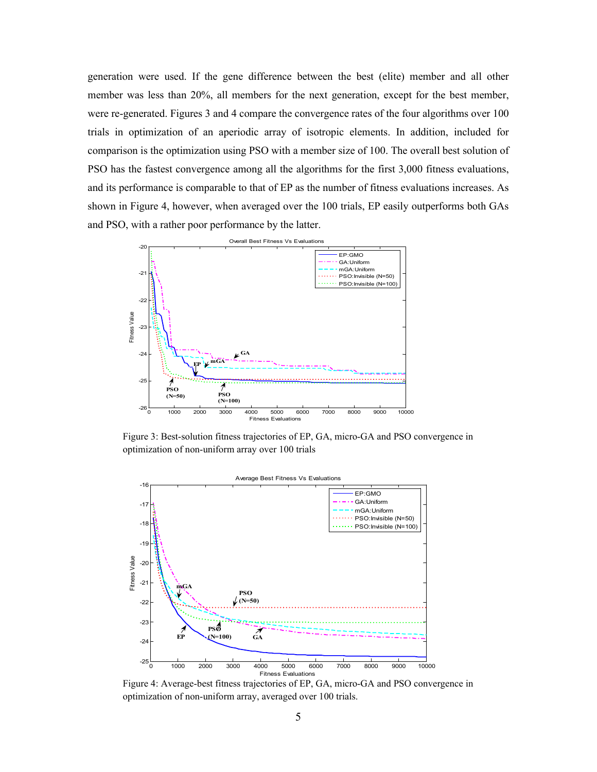generation were used. If the gene difference between the best (elite) member and all other member was less than 20%, all members for the next generation, except for the best member, were re-generated. Figures 3 and 4 compare the convergence rates of the four algorithms over 100 trials in optimization of an aperiodic array of isotropic elements. In addition, included for comparison is the optimization using PSO with a member size of 100. The overall best solution of PSO has the fastest convergence among all the algorithms for the first 3,000 fitness evaluations, and its performance is comparable to that of EP as the number of fitness evaluations increases. As shown in Figure 4, however, when averaged over the 100 trials, EP easily outperforms both GAs and PSO, with a rather poor performance by the latter.

Figure 3: Best-solution fitness trajectories of EP, GA, micro-GA and PSO convergence in optimization of non-uniform array over 100 trials

Figure 4: Average-best fitness trajectories of EP, GA, micro-GA and PSO convergence in optimization of non-uniform array, averaged over 100 trials.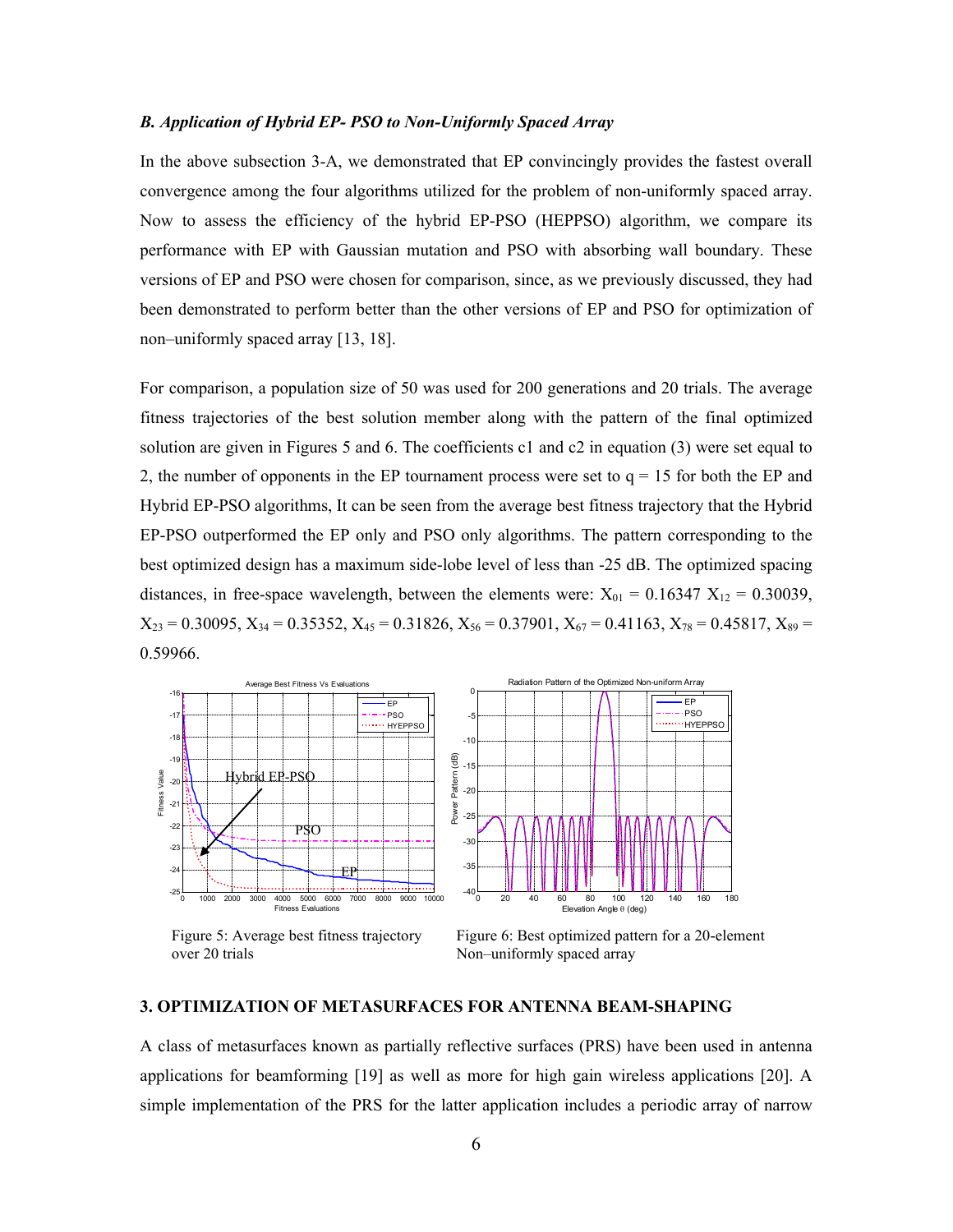### *B. Application of Hybrid EP- PSO to Non-Uniformly Spaced Array*

In the above subsection 3-A, we demonstrated that EP convincingly provides the fastest overall convergence among the four algorithms utilized for the problem of non-uniformly spaced array. Now to assess the efficiency of the hybrid EP-PSO (HEPPSO) algorithm, we compare its performance with EP with Gaussian mutation and PSO with absorbing wall boundary. These versions of EP and PSO were chosen for comparison, since, as we previously discussed, they had been demonstrated to perform better than the other versions of EP and PSO for optimization of non–uniformly spaced array [13, 18].

For comparison, a population size of 50 was used for 200 generations and 20 trials. The average fitness trajectories of the best solution member along with the pattern of the final optimized solution are given in Figures 5 and 6. The coefficients c1 and c2 in equation (3) were set equal to 2, the number of opponents in the EP tournament process were set to q = 15 for both the EP and Hybrid EP-PSO algorithms, It can be seen from the average best fitness trajectory that the Hybrid EP-PSO outperformed the EP only and PSO only algorithms. The pattern corresponding to the best optimized design has a maximum side-lobe level of less than -25 dB. The optimized spacing distances, in free-space wavelength, between the elements were: $X_{01}$ = 0.16347 $X_{12}$ = 0.30039, $X_{23}$ = 0.30095, $X_{34}$ = 0.35352, $X_{45}$ = 0.31826, $X_{56}$ = 0.37901, $X_{67}$ = 0.41163, $X_{78}$ = 0.45817, $X_{89}$ = 0.59966.

Figure 5: Average best fitness trajectory over 20 trials

Figure 6: Best optimized pattern for a 20-element Non–uniformly spaced array

## 3. OPTIMIZATION OF METASURFACES FOR ANTENNA BEAM-SHAPING

A class of metasurfaces known as partially reflective surfaces (PRS) have been used in antenna applications for beamforming [19] as well as more for high gain wireless applications [20]. A simple implementation of the PRS for the latter application includes a periodic array of narrow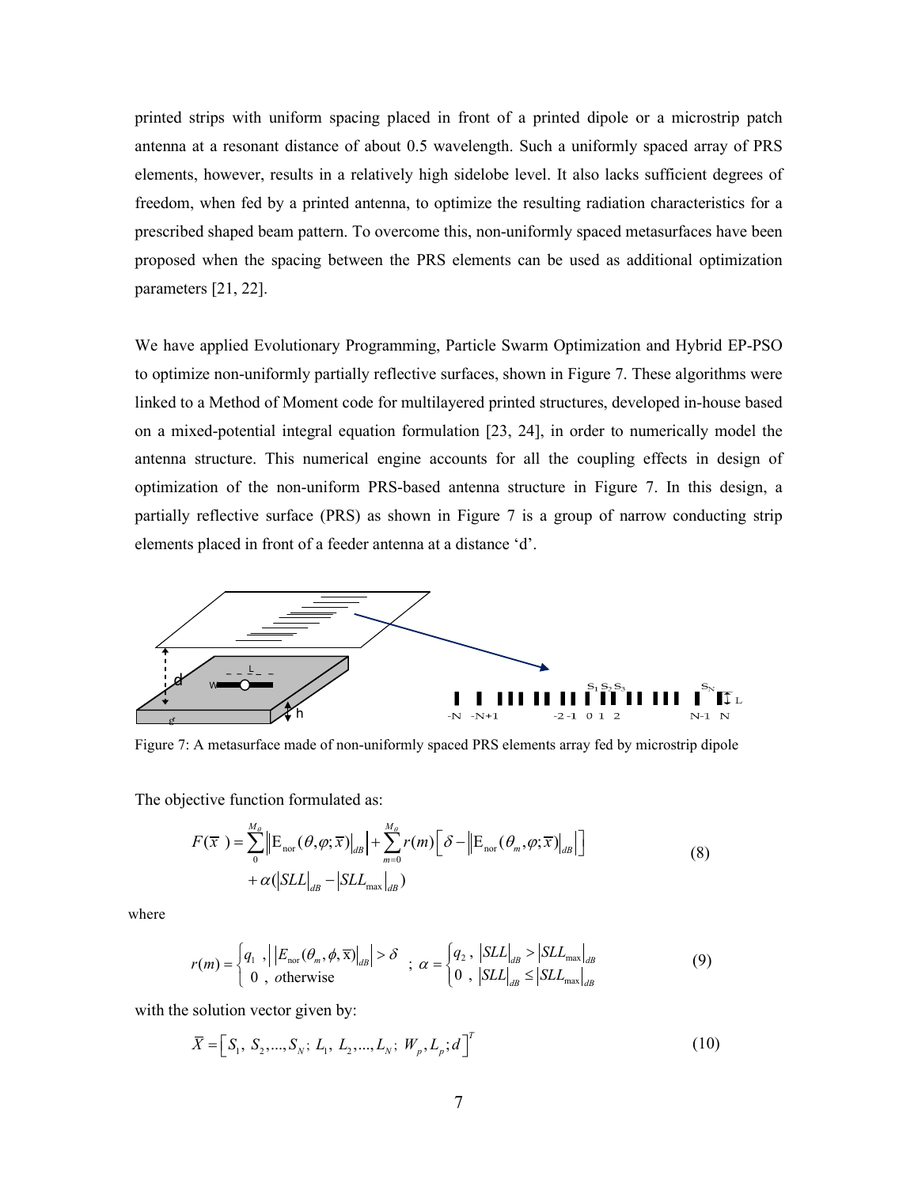printed strips with uniform spacing placed in front of a printed dipole or a microstrip patch antenna at a resonant distance of about 0.5 wavelength. Such a uniformly spaced array of PRS elements, however, results in a relatively high sidelobe level. It also lacks sufficient degrees of freedom, when fed by a printed antenna, to optimize the resulting radiation characteristics for a prescribed shaped beam pattern. To overcome this, non-uniformly spaced metasurfaces have been proposed when the spacing between the PRS elements can be used as additional optimization parameters [21, 22].

We have applied Evolutionary Programming, Particle Swarm Optimization and Hybrid EP-PSO to optimize non-uniformly partially reflective surfaces, shown in Figure 7. These algorithms were linked to a Method of Moment code for multilayered printed structures, developed in-house based on a mixed-potential integral equation formulation [23, 24], in order to numerically model the antenna structure. This numerical engine accounts for all the coupling effects in design of optimization of the non-uniform PRS-based antenna structure in Figure 7. In this design, a partially reflective surface (PRS) as shown in Figure 7 is a group of narrow conducting strip elements placed in front of a feeder antenna at a distance 'd'.

Figure 7: A metasurface made of non-uniformly spaced PRS elements array fed by microstrip dipole

The objective function formulated as:

$$F(\overline{x}\ ) = \sum_{0}^{M_{\theta}} \left\| \mathrm{E}_{\mathrm{nor}}(\theta, \varphi; \overline{x})\right|_{dB} \right| + \sum_{m=0}^{M_{\theta}} r(m) \left[ \delta - \left\| \mathrm{E}_{\mathrm{nor}}(\theta_m, \varphi; \overline{x})\right|_{dB} \right| \right] + \alpha \left( \left|SLL\right|_{dB} - \left|SLL_{\max}\right|_{dB} \right) \tag{8}$$

where

$$r(m) = \begin{cases} q_1 \ , \left| \left|E_{\mathrm{nor}}(\theta_m, \phi, \overline{\mathrm{x}})\right|_{dB} \right| > \delta \\ 0 \ , \ otherwise \end{cases} \ ; \ \alpha = \begin{cases} q_2 \ , \ \left|SLL\right|_{dB} > \left|SLL_{\max}\right|_{dB} \\ 0 \ , \ \left|SLL\right|_{dB} \le \left|SLL_{\max}\right|_{dB} \end{cases} \tag{9}$$

with the solution vector given by:

$$\overline{X} = \left[ S_1,\ S_2, ..., S_N;\ L_1,\ L_2, ..., L_N;\ W_p, L_p; d \right]^T \tag{10}$$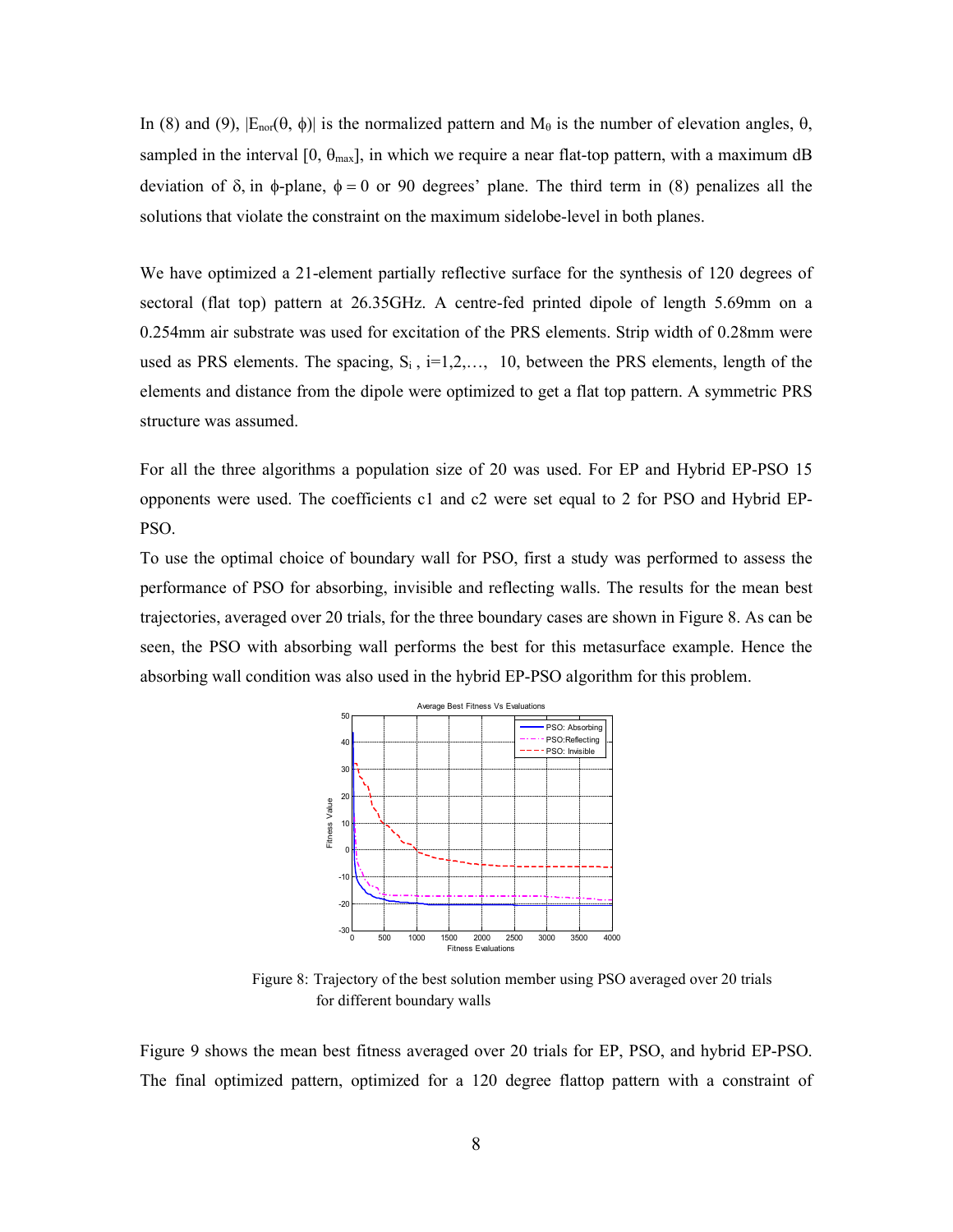In (8) and (9), $|E_{nor}(\theta, \phi)|$ is the normalized pattern and $M_\theta$ is the number of elevation angles, $\theta$, sampled in the interval $[0, \theta_{max}]$, in which we require a near flat-top pattern, with a maximum dB deviation of $\delta$, in $\phi$-plane, $\phi = 0$ or 90 degrees' plane. The third term in (8) penalizes all the solutions that violate the constraint on the maximum sidelobe-level in both planes.

We have optimized a 21-element partially reflective surface for the synthesis of 120 degrees of sectoral (flat top) pattern at 26.35GHz. A centre-fed printed dipole of length 5.69mm on a 0.254mm air substrate was used for excitation of the PRS elements. Strip width of 0.28mm were used as PRS elements. The spacing, $S_i$ , i=1,2,…, 10, between the PRS elements, length of the elements and distance from the dipole were optimized to get a flat top pattern. A symmetric PRS structure was assumed.

For all the three algorithms a population size of 20 was used. For EP and Hybrid EP-PSO 15 opponents were used. The coefficients c1 and c2 were set equal to 2 for PSO and Hybrid EP-PSO.

To use the optimal choice of boundary wall for PSO, first a study was performed to assess the performance of PSO for absorbing, invisible and reflecting walls. The results for the mean best trajectories, averaged over 20 trials, for the three boundary cases are shown in Figure 8. As can be seen, the PSO with absorbing wall performs the best for this metasurface example. Hence the absorbing wall condition was also used in the hybrid EP-PSO algorithm for this problem.

Figure 8: Trajectory of the best solution member using PSO averaged over 20 trials for different boundary walls

Figure 9 shows the mean best fitness averaged over 20 trials for EP, PSO, and hybrid EP-PSO. The final optimized pattern, optimized for a 120 degree flattop pattern with a constraint of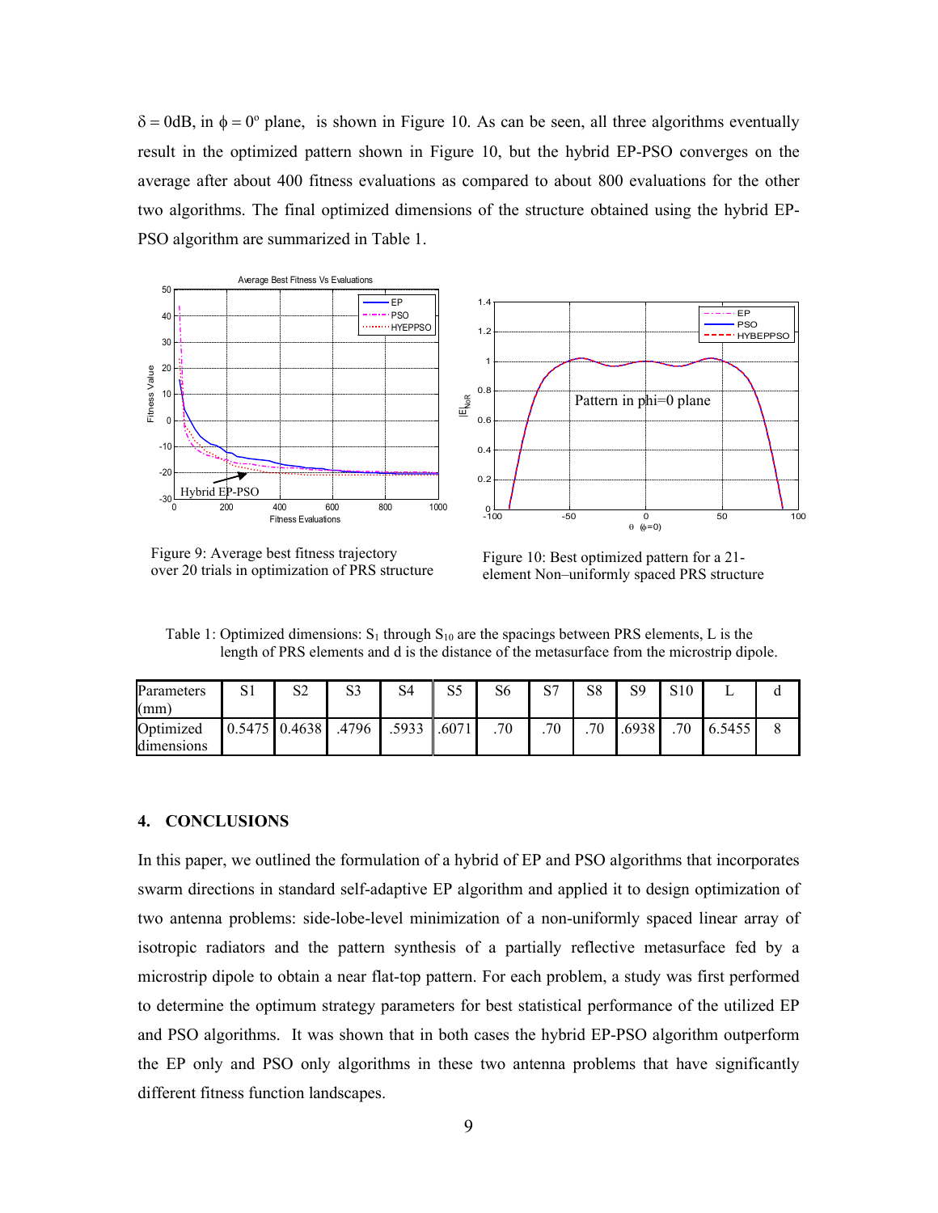$\delta = 0$dB, in $\phi = 0^{o}$ plane, is shown in Figure 10. As can be seen, all three algorithms eventually result in the optimized pattern shown in Figure 10, but the hybrid EP-PSO converges on the average after about 400 fitness evaluations as compared to about 800 evaluations for the other two algorithms. The final optimized dimensions of the structure obtained using the hybrid EP-PSO algorithm are summarized in Table 1.

Figure 9: Average best fitness trajectory over 20 trials in optimization of PRS structure

Figure 10: Best optimized pattern for a 21-element Non–uniformly spaced PRS structure

Table 1: Optimized dimensions: $S_1$ through $S_{10}$ are the spacings between PRS elements, L is the length of PRS elements and d is the distance of the metasurface from the microstrip dipole.

| Parameters (mm) | S1 | S2 | S3 | S4 | S5 | S6 | S7 | S8 | S9 | S10 | L | d |
|---|---|---|---|---|---|---|---|---|---|---|---|---|
| Optimized dimensions | 0.5475 | 0.4638 | .4796 | .5933 | .6071 | .70 | .70 | .70 | .6938 | .70 | 6.5455 | 8 |

## 4. CONCLUSIONS

In this paper, we outlined the formulation of a hybrid of EP and PSO algorithms that incorporates swarm directions in standard self-adaptive EP algorithm and applied it to design optimization of two antenna problems: side-lobe-level minimization of a non-uniformly spaced linear array of isotropic radiators and the pattern synthesis of a partially reflective metasurface fed by a microstrip dipole to obtain a near flat-top pattern. For each problem, a study was first performed to determine the optimum strategy parameters for best statistical performance of the utilized EP and PSO algorithms. It was shown that in both cases the hybrid EP-PSO algorithm outperform the EP only and PSO only algorithms in these two antenna problems that have significantly different fitness function landscapes.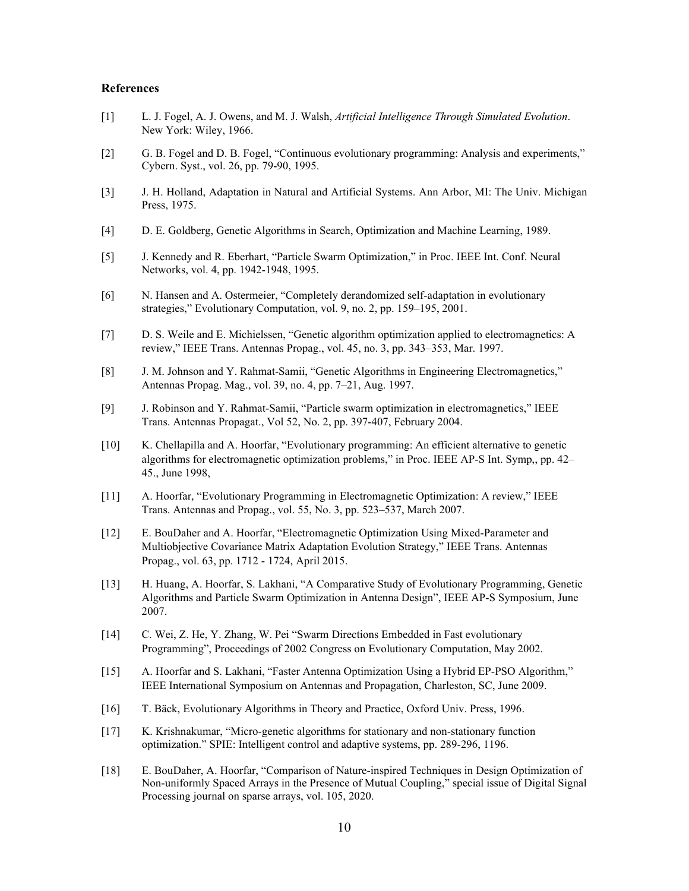### References

[1] L. J. Fogel, A. J. Owens, and M. J. Walsh, *Artificial Intelligence Through Simulated Evolution*. New York: Wiley, 1966.

[2] G. B. Fogel and D. B. Fogel, "Continuous evolutionary programming: Analysis and experiments," Cybern. Syst., vol. 26, pp. 79-90, 1995.

[3] J. H. Holland, Adaptation in Natural and Artificial Systems. Ann Arbor, MI: The Univ. Michigan Press, 1975.

[4] D. E. Goldberg, Genetic Algorithms in Search, Optimization and Machine Learning, 1989.

[5] J. Kennedy and R. Eberhart, "Particle Swarm Optimization," in Proc. IEEE Int. Conf. Neural Networks, vol. 4, pp. 1942-1948, 1995.

[6] N. Hansen and A. Ostermeier, "Completely derandomized self-adaptation in evolutionary strategies," Evolutionary Computation, vol. 9, no. 2, pp. 159–195, 2001.

[7] D. S. Weile and E. Michielssen, "Genetic algorithm optimization applied to electromagnetics: A review," IEEE Trans. Antennas Propag., vol. 45, no. 3, pp. 343–353, Mar. 1997.

[8] J. M. Johnson and Y. Rahmat-Samii, "Genetic Algorithms in Engineering Electromagnetics," Antennas Propag. Mag., vol. 39, no. 4, pp. 7–21, Aug. 1997.

[9] J. Robinson and Y. Rahmat-Samii, "Particle swarm optimization in electromagnetics," IEEE Trans. Antennas Propagat., Vol 52, No. 2, pp. 397-407, February 2004.

[10] K. Chellapilla and A. Hoorfar, "Evolutionary programming: An efficient alternative to genetic algorithms for electromagnetic optimization problems," in Proc. IEEE AP-S Int. Symp,, pp. 42–45., June 1998,

[11] A. Hoorfar, "Evolutionary Programming in Electromagnetic Optimization: A review," IEEE Trans. Antennas and Propag., vol. 55, No. 3, pp. 523–537, March 2007.

[12] E. BouDaher and A. Hoorfar, "Electromagnetic Optimization Using Mixed-Parameter and Multiobjective Covariance Matrix Adaptation Evolution Strategy," IEEE Trans. Antennas Propag., vol. 63, pp. 1712 - 1724, April 2015.

[13] H. Huang, A. Hoorfar, S. Lakhani, "A Comparative Study of Evolutionary Programming, Genetic Algorithms and Particle Swarm Optimization in Antenna Design", IEEE AP-S Symposium, June 2007.

[14] C. Wei, Z. He, Y. Zhang, W. Pei "Swarm Directions Embedded in Fast evolutionary Programming", Proceedings of 2002 Congress on Evolutionary Computation, May 2002.

[15] A. Hoorfar and S. Lakhani, "Faster Antenna Optimization Using a Hybrid EP-PSO Algorithm," IEEE International Symposium on Antennas and Propagation, Charleston, SC, June 2009.

[16] T. Bäck, Evolutionary Algorithms in Theory and Practice, Oxford Univ. Press, 1996.

[17] K. Krishnakumar, "Micro-genetic algorithms for stationary and non-stationary function optimization." SPIE: Intelligent control and adaptive systems, pp. 289-296, 1196.

[18] E. BouDaher, A. Hoorfar, "Comparison of Nature-inspired Techniques in Design Optimization of Non-uniformly Spaced Arrays in the Presence of Mutual Coupling," special issue of Digital Signal Processing journal on sparse arrays, vol. 105, 2020.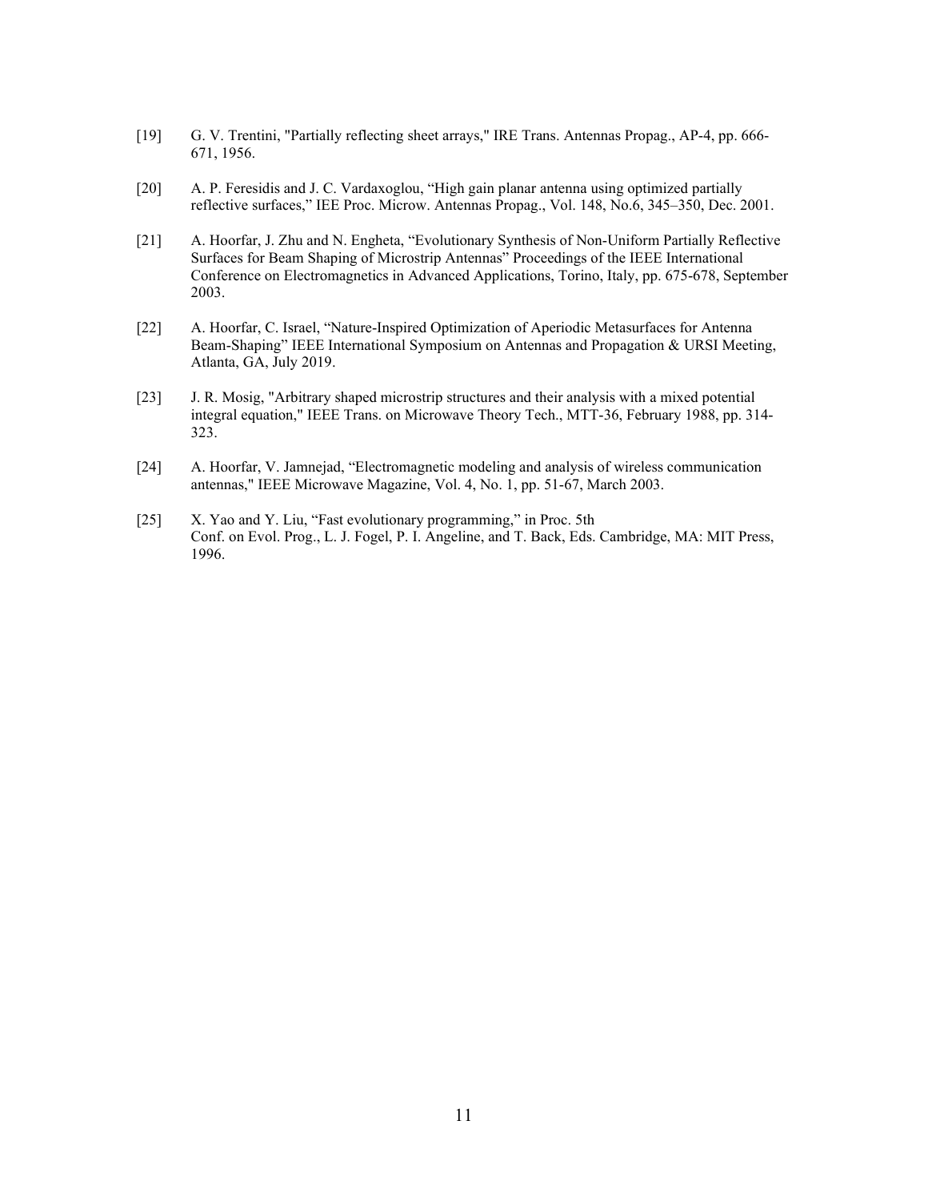[19] G. V. Trentini, "Partially reflecting sheet arrays," IRE Trans. Antennas Propag., AP-4, pp. 666-671, 1956.

[20] A. P. Feresidis and J. C. Vardaxoglou, "High gain planar antenna using optimized partially reflective surfaces," IEE Proc. Microw. Antennas Propag., Vol. 148, No.6, 345–350, Dec. 2001.

[21] A. Hoorfar, J. Zhu and N. Engheta, "Evolutionary Synthesis of Non-Uniform Partially Reflective Surfaces for Beam Shaping of Microstrip Antennas" Proceedings of the IEEE International Conference on Electromagnetics in Advanced Applications, Torino, Italy, pp. 675-678, September 2003.

[22] A. Hoorfar, C. Israel, "Nature-Inspired Optimization of Aperiodic Metasurfaces for Antenna Beam-Shaping" IEEE International Symposium on Antennas and Propagation & URSI Meeting, Atlanta, GA, July 2019.

[23] J. R. Mosig, "Arbitrary shaped microstrip structures and their analysis with a mixed potential integral equation," IEEE Trans. on Microwave Theory Tech., MTT-36, February 1988, pp. 314-323.

[24] A. Hoorfar, V. Jamnejad, "Electromagnetic modeling and analysis of wireless communication antennas," IEEE Microwave Magazine, Vol. 4, No. 1, pp. 51-67, March 2003.

[25] X. Yao and Y. Liu, "Fast evolutionary programming," in Proc. 5th Conf. on Evol. Prog., L. J. Fogel, P. I. Angeline, and T. Back, Eds. Cambridge, MA: MIT Press, 1996.